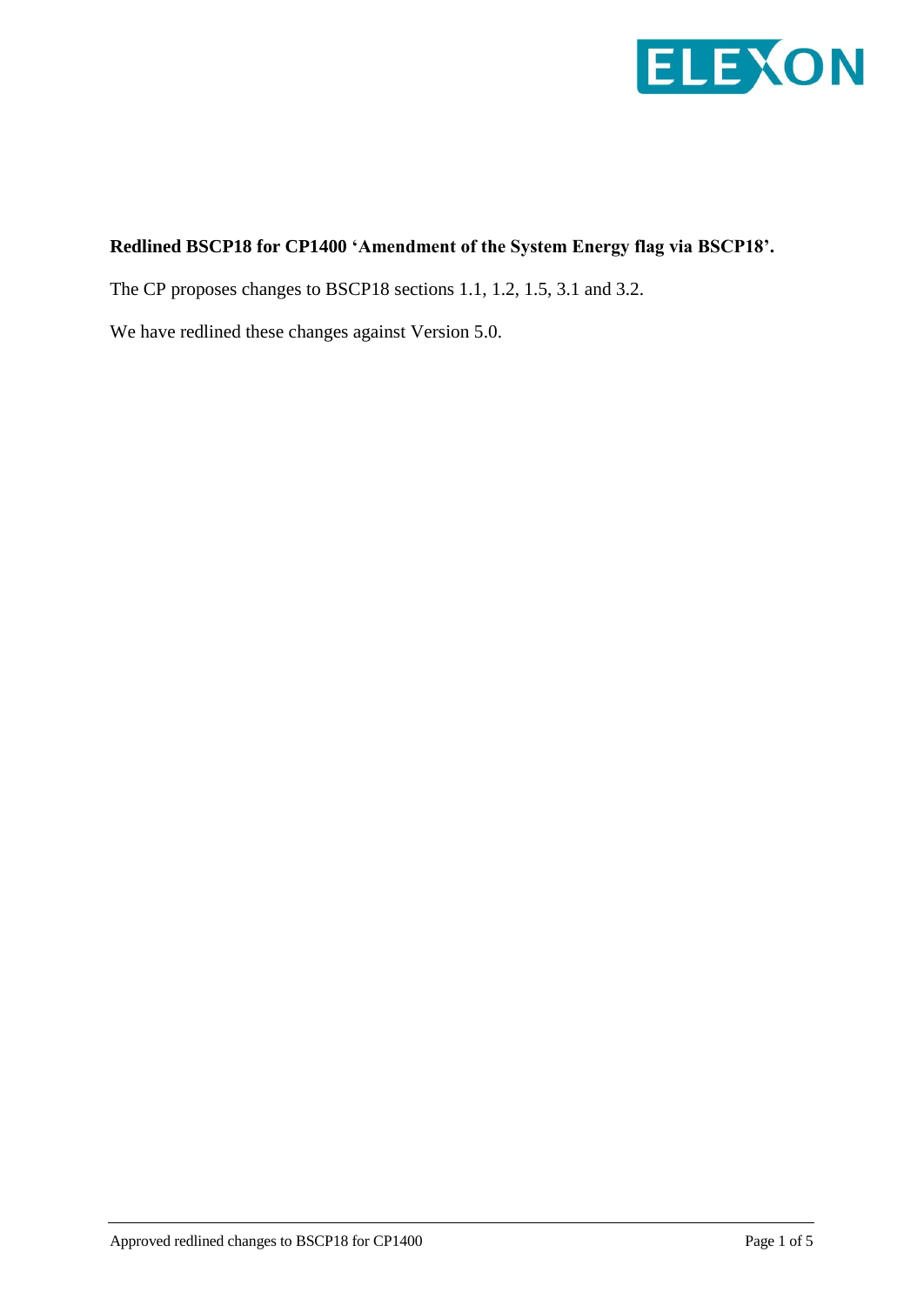**Redlined BSCP18 for CP1400 'Amendment of the System Energy flag via BSCP18'.**

The CP proposes changes to BSCP18 sections 1.1, 1.2, 1.5, 3.1 and 3.2.

We have redlined these changes against Version 5.0.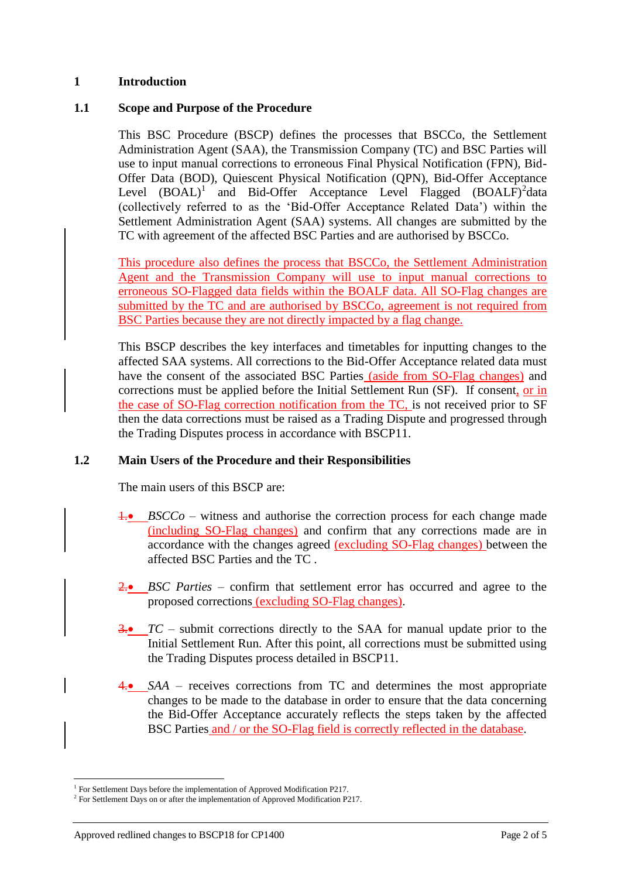# 1 Introduction

## 1.1 Scope and Purpose of the Procedure

This BSC Procedure (BSCP) defines the processes that BSCCo, the Settlement Administration Agent (SAA), the Transmission Company (TC) and BSC Parties will use to input manual corrections to erroneous Final Physical Notification (FPN), Bid-Offer Data (BOD), Quiescent Physical Notification (QPN), Bid-Offer Acceptance Level (BOAL)[1] and Bid-Offer Acceptance Level Flagged (BOALF)[2] data (collectively referred to as the 'Bid-Offer Acceptance Related Data') within the Settlement Administration Agent (SAA) systems. All changes are submitted by the TC with agreement of the affected BSC Parties and are authorised by BSCCo.

This procedure also defines the process that BSCCo, the Settlement Administration Agent and the Transmission Company will use to input manual corrections to erroneous SO-Flagged data fields within the BOALF data. All SO-Flag changes are submitted by the TC and are authorised by BSCCo, agreement is not required from BSC Parties because they are not directly impacted by a flag change.

This BSCP describes the key interfaces and timetables for inputting changes to the affected SAA systems. All corrections to the Bid-Offer Acceptance related data must have the consent of the associated BSC Parties (aside from SO-Flag changes) and corrections must be applied before the Initial Settlement Run (SF). If consent, or in the case of SO-Flag correction notification from the TC, is not received prior to SF then the data corrections must be raised as a Trading Dispute and progressed through the Trading Disputes process in accordance with BSCP11.

## 1.2 Main Users of the Procedure and their Responsibilities

The main users of this BSCP are:

- *BSCCo* – witness and authorise the correction process for each change made (including SO-Flag changes) and confirm that any corrections made are in accordance with the changes agreed (excluding SO-Flag changes) between the affected BSC Parties and the TC .
- *BSC Parties* – confirm that settlement error has occurred and agree to the proposed corrections (excluding SO-Flag changes).
- *TC* – submit corrections directly to the SAA for manual update prior to the Initial Settlement Run. After this point, all corrections must be submitted using the Trading Disputes process detailed in BSCP11.
- *SAA* – receives corrections from TC and determines the most appropriate changes to be made to the database in order to ensure that the data concerning the Bid-Offer Acceptance accurately reflects the steps taken by the affected BSC Parties and / or the SO-Flag field is correctly reflected in the database.

---

[1] For Settlement Days before the implementation of Approved Modification P217.

[2] For Settlement Days on or after the implementation of Approved Modification P217.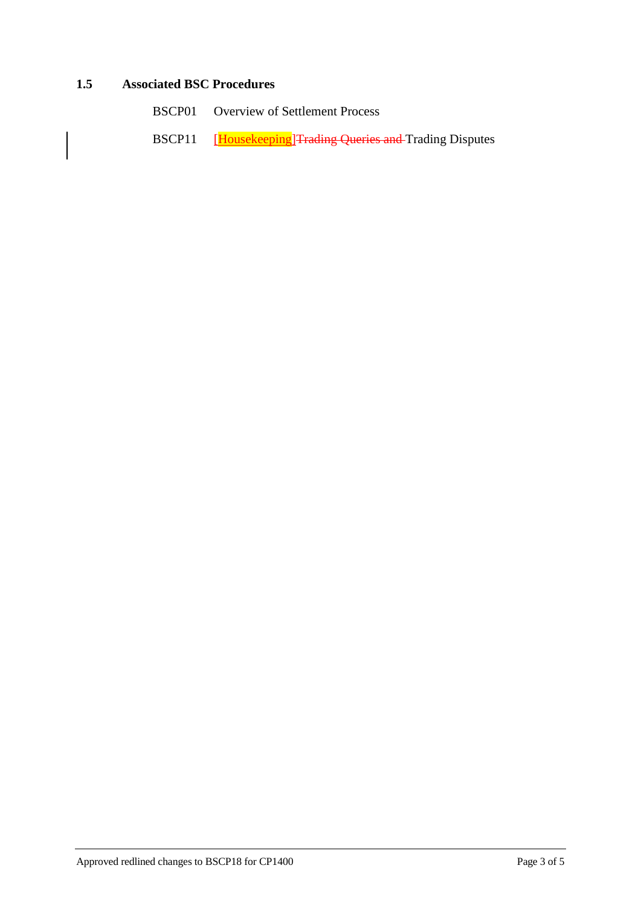### 1.5 Associated BSC Procedures

BSCP01 Overview of Settlement Process

BSCP11 [Housekeeping]~~Trading Queries and~~ Trading Disputes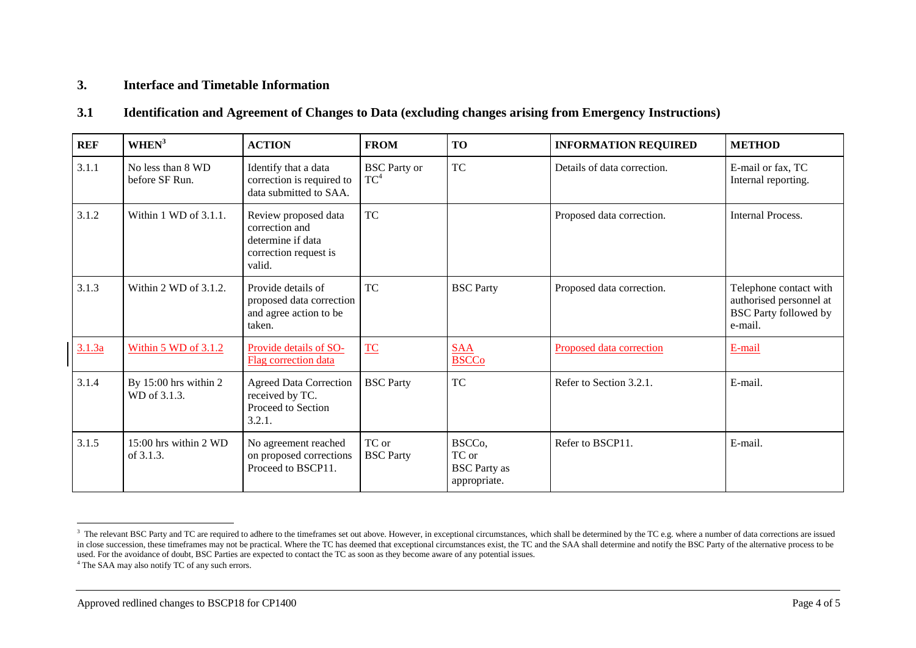## 3. Interface and Timetable Information

### 3.1 Identification and Agreement of Changes to Data (excluding changes arising from Emergency Instructions)

| REF | WHEN[3] | ACTION | FROM | TO | INFORMATION REQUIRED | METHOD |
|---|---|---|---|---|---|---|
| 3.1.1 | No less than 8 WD before SF Run. | Identify that a data correction is required to data submitted to SAA. | BSC Party or TC[4] | TC | Details of data correction. | E-mail or fax, TC Internal reporting. |
| 3.1.2 | Within 1 WD of 3.1.1. | Review proposed data correction and determine if data correction request is valid. | TC | | Proposed data correction. | Internal Process. |
| 3.1.3 | Within 2 WD of 3.1.2. | Provide details of proposed data correction and agree action to be taken. | TC | BSC Party | Proposed data correction. | Telephone contact with authorised personnel at BSC Party followed by e-mail. |
| 3.1.3a | Within 5 WD of 3.1.2 | Provide details of SO-Flag correction data | TC | SAA BSCCo | Proposed data correction | E-mail |
| 3.1.4 | By 15:00 hrs within 2 WD of 3.1.3. | Agreed Data Correction received by TC. Proceed to Section 3.2.1. | BSC Party | TC | Refer to Section 3.2.1. | E-mail. |
| 3.1.5 | 15:00 hrs within 2 WD of 3.1.3. | No agreement reached on proposed corrections Proceed to BSCP11. | TC or BSC Party | BSCCo, TC or BSC Party as appropriate. | Refer to BSCP11. | E-mail. |

[3] The relevant BSC Party and TC are required to adhere to the timeframes set out above. However, in exceptional circumstances, which shall be determined by the TC e.g. where a number of data corrections are issued in close succession, these timeframes may not be practical. Where the TC has deemed that exceptional circumstances exist, the TC and the SAA shall determine and notify the BSC Party of the alternative process to be used. For the avoidance of doubt, BSC Parties are expected to contact the TC as soon as they become aware of any potential issues.

[4] The SAA may also notify TC of any such errors.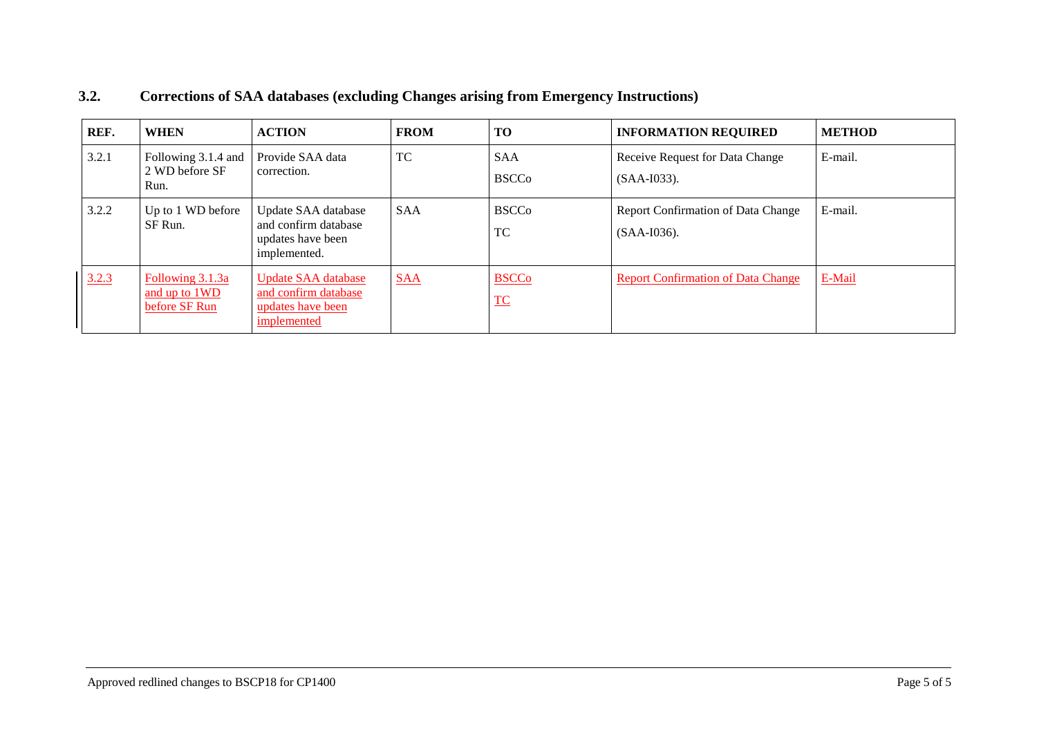## 3.2. Corrections of SAA databases (excluding Changes arising from Emergency Instructions)

| REF. | WHEN | ACTION | FROM | TO | INFORMATION REQUIRED | METHOD |
|---|---|---|---|---|---|---|
| 3.2.1 | Following 3.1.4 and 2 WD before SF Run. | Provide SAA data correction. | TC | SAA<br>BSCCo | Receive Request for Data Change<br>(SAA-I033). | E-mail. |
| 3.2.2 | Up to 1 WD before SF Run. | Update SAA database and confirm database updates have been implemented. | SAA | BSCCo<br>TC | Report Confirmation of Data Change<br>(SAA-I036). | E-mail. |
| 3.2.3 | Following 3.1.3a and up to 1WD before SF Run | Update SAA database and confirm database updates have been implemented | SAA | BSCCo<br>TC | Report Confirmation of Data Change | E-Mail |